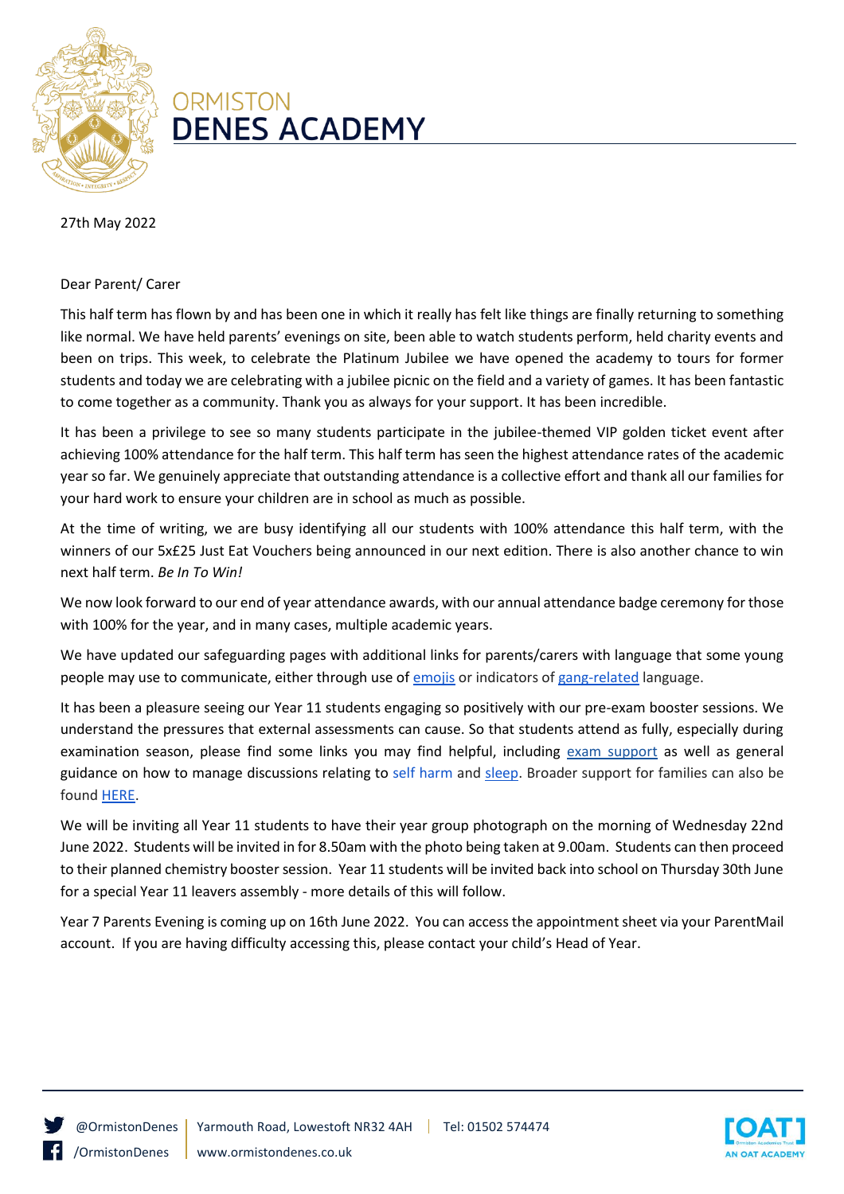# ORMISTON DENES ACADEMY

27th May 2022

Dear Parent/ Carer

This half term has flown by and has been one in which it really has felt like things are finally returning to something like normal. We have held parents' evenings on site, been able to watch students perform, held charity events and been on trips. This week, to celebrate the Platinum Jubilee we have opened the academy to tours for former students and today we are celebrating with a jubilee picnic on the field and a variety of games. It has been fantastic to come together as a community. Thank you as always for your support. It has been incredible.

It has been a privilege to see so many students participate in the jubilee-themed VIP golden ticket event after achieving 100% attendance for the half term. This half term has seen the highest attendance rates of the academic year so far. We genuinely appreciate that outstanding attendance is a collective effort and thank all our families for your hard work to ensure your children are in school as much as possible.

At the time of writing, we are busy identifying all our students with 100% attendance this half term, with the winners of our 5x£25 Just Eat Vouchers being announced in our next edition. There is also another chance to win next half term. *Be In To Win!*

We now look forward to our end of year attendance awards, with our annual attendance badge ceremony for those with 100% for the year, and in many cases, multiple academic years.

We have updated our safeguarding pages with additional links for parents/carers with language that some young people may use to communicate, either through use of emojis or indicators of gang-related language.

It has been a pleasure seeing our Year 11 students engaging so positively with our pre-exam booster sessions. We understand the pressures that external assessments can cause. So that students attend as fully, especially during examination season, please find some links you may find helpful, including exam support as well as general guidance on how to manage discussions relating to self harm and sleep. Broader support for families can also be found HERE.

We will be inviting all Year 11 students to have their year group photograph on the morning of Wednesday 22nd June 2022. Students will be invited in for 8.50am with the photo being taken at 9.00am. Students can then proceed to their planned chemistry booster session. Year 11 students will be invited back into school on Thursday 30th June for a special Year 11 leavers assembly - more details of this will follow.

Year 7 Parents Evening is coming up on 16th June 2022. You can access the appointment sheet via your ParentMail account. If you are having difficulty accessing this, please contact your child's Head of Year.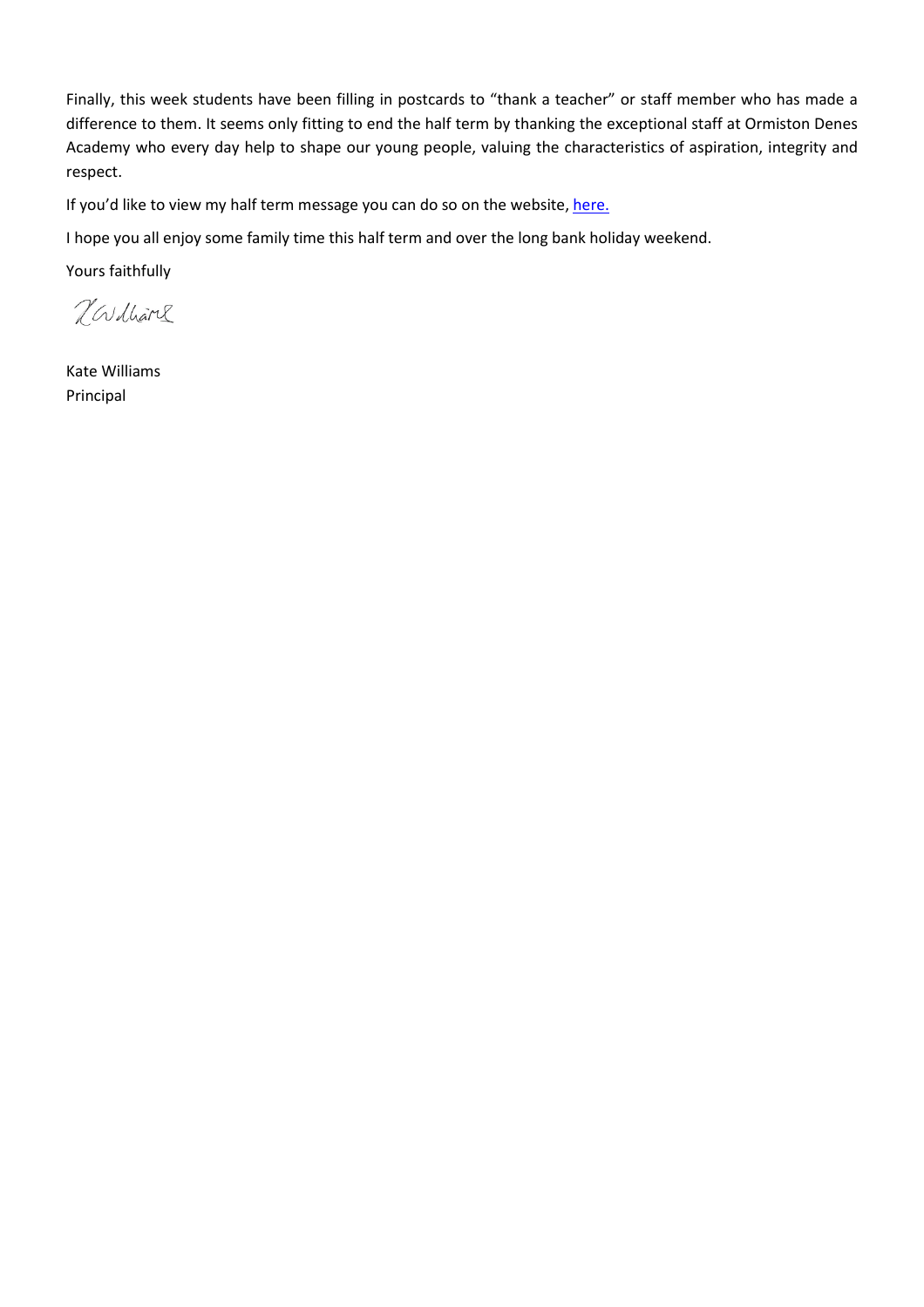Finally, this week students have been filling in postcards to "thank a teacher" or staff member who has made a difference to them. It seems only fitting to end the half term by thanking the exceptional staff at Ormiston Denes Academy who every day help to shape our young people, valuing the characteristics of aspiration, integrity and respect.

If you'd like to view my half term message you can do so on the website, here.

I hope you all enjoy some family time this half term and over the long bank holiday weekend.

Yours faithfully

Kate Williams
Principal